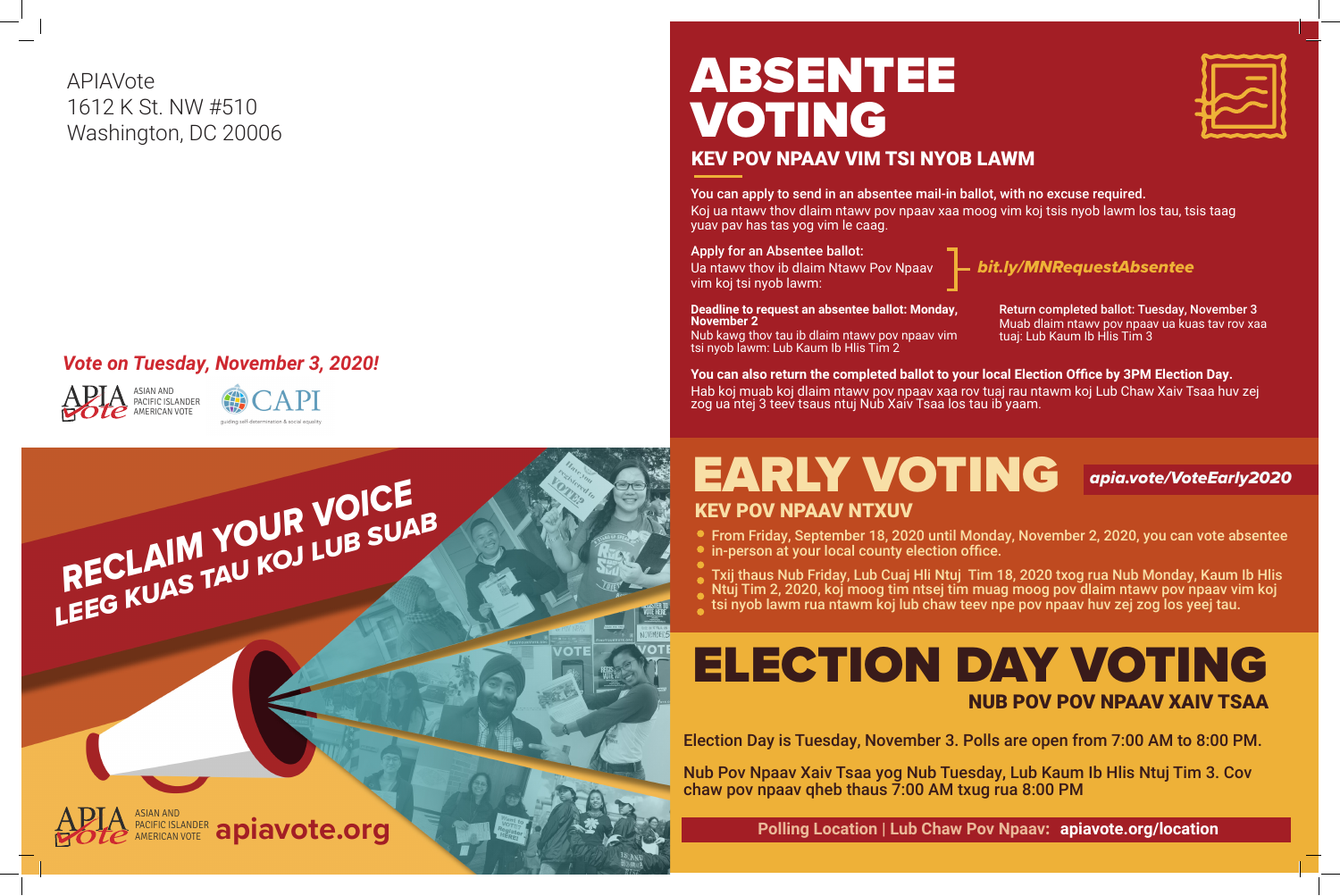APIAVote
1612 K St. NW #510
Washington, DC 20006

*Vote on Tuesday, November 3, 2020!*

APIA Vote ASIAN AND PACIFIC ISLANDER AMERICAN VOTE

CAPI guiding self-determination & social equality

RECLAIM YOUR VOICE
LEEG KUAS TAU KOJ LUB SUAB

APIA Vote ASIAN AND PACIFIC ISLANDER AMERICAN VOTE **apiavote.org**

# ABSENTEE VOTING

## KEV POV NPAAV VIM TSI NYOB LAWM

**You can apply to send in an absentee mail-in ballot, with no excuse required.**
Koj ua ntawv thov dlaim ntawv pov npaav xaa moog vim koj tsis nyob lawm los tau, tsis taag yuav pav has tas yog vim le caag.

**Apply for an Absentee ballot:**
Ua ntawv thov ib dlaim Ntawv Pov Npaav vim koj tsi nyob lawm:

***bit.ly/MNRequestAbsentee***

**Deadline to request an absentee ballot: Monday, November 2**
Nub kawg thov tau ib dlaim ntawv pov npaav vim tsi nyob lawm: Lub Kaum Ib Hlis Tim 2

**Return completed ballot: Tuesday, November 3**
Muab dlaim ntawv pov npaav ua kuas tav rov xaa tuaj: Lub Kaum Ib Hlis Tim 3

**You can also return the completed ballot to your local Election Office by 3PM Election Day.**
Hab koj muab koj dlaim ntawv pov npaav xaa rov tuaj rau ntawm koj Lub Chaw Xaiv Tsaa huv zej zog ua ntej 3 teev tsaus ntuj Nub Xaiv Tsaa los tau ib yaam.

# EARLY VOTING

***apia.vote/VoteEarly2020***

## KEV POV NPAAV NTXUV

- From Friday, September 18, 2020 until Monday, November 2, 2020, you can vote absentee in-person at your local county election office.
- Txij thaus Nub Friday, Lub Cuaj Hli Ntuj Tim 18, 2020 txog rua Nub Monday, Kaum Ib Hlis Ntuj Tim 2, 2020, koj moog tim ntsej tim muag moog pov dlaim ntawv pov npaav vim koj tsi nyob lawm rua ntawm koj lub chaw teev npe pov npaav huv zej zog los yeej tau.

# ELECTION DAY VOTING

## NUB POV POV NPAAV XAIV TSAA

Election Day is Tuesday, November 3. Polls are open from 7:00 AM to 8:00 PM.

Nub Pov Npaav Xaiv Tsaa yog Nub Tuesday, Lub Kaum Ib Hlis Ntuj Tim 3. Cov chaw pov npaav qheb thaus 7:00 AM txug rua 8:00 PM

**Polling Location | Lub Chaw Pov Npaav: apiavote.org/location**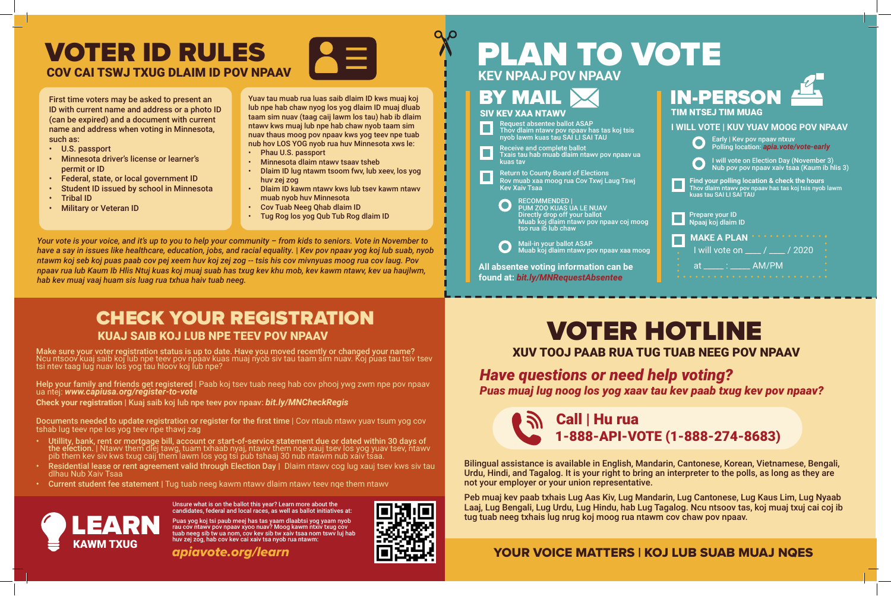# VOTER ID RULES

## COV CAI TSWJ TXUG DLAIM ID POV NPAAV

First time voters may be asked to present an ID with current name and address or a photo ID (can be expired) and a document with current name and address when voting in Minnesota, such as:

- U.S. passport
- Minnesota driver's license or learner's permit or ID
- Federal, state, or local government ID
- Student ID issued by school in Minnesota
- Tribal ID
- Military or Veteran ID

Yuav tau muab rua luas saib dlaim ID kws muaj koj lub npe hab chaw nyog los yog dlaim ID muaj dluab taam sim nuav (taag caij lawm los tau) hab ib dlaim ntawv kws muaj lub npe hab chaw nyob taam sim nuav thaus moog pov npaav kws yog teev npe tuab nub hov LOS YOG nyob rua huv Minnesota xws le:

- Phau U.S. passport
- Minnesota dlaim ntawv tsaav tsheb
- Dlaim ID lug ntawm tsoom fwv, lub xeev, los yog huv zej zog
- Dlaim ID kawm ntawv kws lub tsev kawm ntawv muab nyob huv Minnesota
- Cov Tuab Neeg Qhab dlaim ID
- Tug Rog los yog Qub Tub Rog dlaim ID

*Your vote is your voice, and it's up to you to help your community – from kids to seniors. Vote in November to have a say in issues like healthcare, education, jobs, and racial equality. | Kev pov npaav yog koj lub suab, nyob ntawm koj seb koj puas paab cov pej xeem huv koj zej zog -- tsis his cov mivnyuas moog rua cov laug. Pov npaav rua lub Kaum Ib Hlis Ntuj kuas koj muaj suab has txug kev khu mob, kev kawm ntawv, kev ua haujlwm, hab kev muaj vaaj huam sis luag rua txhua haiv tuab neeg.*

# PLAN TO VOTE

## KEV NPAAJ POV NPAAV

### BY MAIL

**SIV KEV XAA NTAWV**

- [ ] Request absentee ballot ASAP
  Thov dlaim ntawv pov npaav has tas koj tsis nyob lawm kuas tau SAI LI SAI TAU
- [ ] Receive and complete ballot
  Txais tau hab muab dlaim ntawv pov npaav ua kuas tav
- [ ] Return to County Board of Elections
  Rov muab xaa moog rua Cov Txwj Laug Tswj Kev Xaiv Tsaa
  - ○ RECOMMENDED | PUM ZOO KUAS UA LE NUAV
    Directly drop off your ballot
    Muab koj dlaim ntawv pov npaav coj moog tso rua ib lub chaw
  - ○ Mail-in your ballot ASAP
    Muab koj dlaim ntawv pov npaav xaa moog

**All absentee voting information can be found at:** ***bit.ly/MNRequestAbsentee***

### IN-PERSON

**TIM NTSEJ TIM MUAG**

**I WILL VOTE | KUV YUAV MOOG POV NPAAV**

- ○ Early | Kev pov npaav ntxuv
  Polling location: ***apia.vote/vote-early***
- ○ I will vote on Election Day (November 3)
  Nub pov pov npaav xaiv tsaa (Kaum ib hlis 3)

- [ ] Find your polling location & check the hours
  Thov dlaim ntawv pov npaav has tas koj tsis nyob lawm kuas tau SAI LI SAI TAU
- [ ] Prepare your ID
  Npaaj koj dlaim ID
- [ ] **MAKE A PLAN**
  I will vote on ____ / ____ / 2020
  at _____ : _____ AM/PM

# CHECK YOUR REGISTRATION

## KUAJ SAIB KOJ LUB NPE TEEV POV NPAAV

**Make sure your voter registration status is up to date. Have you moved recently or changed your name?** Ncu ntsoov kuaj saib koj lub npe teev pov npaav kuas muaj nyob siv tau taam sim nuav. Koj puas tau tsiv tsev tsi ntev taag lug nuav los yog tau hloov koj lub npe?

**Help your family and friends get registered** | Paab koj tsev tuab neeg hab cov phooj ywg zwm npe pov npaav ua ntej: ***www.capiusa.org/register-to-vote***

**Check your registration** | Kuaj saib koj lub npe teev pov npaav: ***bit.ly/MNCheckRegis***

**Documents needed to update registration or register for the first time** | Cov ntaub ntawv yuav tsum yog cov tshab lug teev npe los yog teev npe thawj zag

- **Utility, bank, rent or mortgage bill, account or start-of-service statement due or dated within 30 days of the election.** | Ntawv them dlej tawg, tuam txhaab nyaj, ntawv them nqe xauj tsev los yog yuav tsev, ntawv pib them kev siv kws txug caij them lawm los yog tsi pub tshaaj 30 nub ntawm nub xaiv tsaa.
- **Residential lease or rent agreement valid through Election Day** | Dlaim ntawv cog lug xauj tsev kws siv tau dlhau Nub Xaiv Tsaa
- **Current student fee statement** | Tug tuab neeg kawm ntawv dlaim ntawv teev nqe them ntawv

# LEARN

## KAWM TXUG

Unsure what is on the ballot this year? Learn more about the candidates, federal and local races, as well as ballot initiatives at:

Puas yog koj tsi paub meej has tas yaam dlaabtsi yog yaam nyob rau cov ntawv pov npaav xyoo nuav? Moog kawm ntxiv txug cov tuab neeg sib tw ua nom, cov kev sib tw xaiv tsaa nom tswv luj hab huv zej zog, hab cov kev cai xaiv tsa nyob rua ntawm:

***apiavote.org/learn***

# VOTER HOTLINE

## XUV TOOJ PAAB RUA TUG TUAB NEEG POV NPAAV

***Have questions or need help voting?***

***Puas muaj lug noog los yog xaav tau kev paab txug kev pov npaav?***

**Call | Hu rua**
**1-888-API-VOTE (1-888-274-8683)**

**Bilingual assistance is available in English, Mandarin, Cantonese, Korean, Vietnamese, Bengali, Urdu, Hindi, and Tagalog. It is your right to bring an interpreter to the polls, as long as they are not your employer or your union representative.**

**Peb muaj kev paab txhais Lug Aas Kiv, Lug Mandarin, Lug Cantonese, Lug Kaus Lim, Lug Nyaab Laaj, Lug Bengali, Lug Urdu, Lug Hindu, hab Lug Tagalog. Ncu ntsoov tas, koj muaj txuj cai coj ib tug tuab neeg txhais lug nrug koj moog rua ntawm cov chaw pov npaav.**

**YOUR VOICE MATTERS | KOJ LUB SUAB MUAJ NQES**